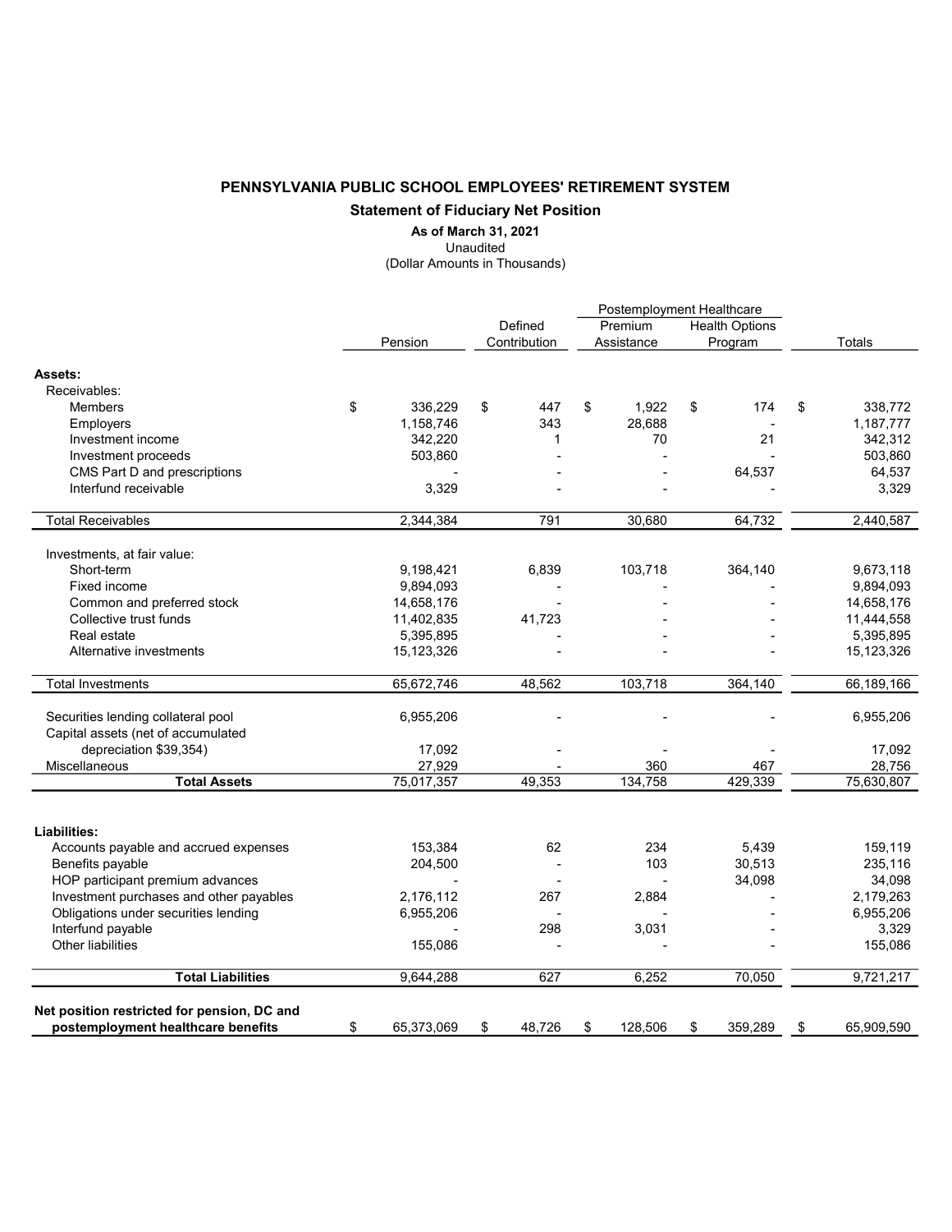**PENNSYLVANIA PUBLIC SCHOOL EMPLOYEES' RETIREMENT SYSTEM**

**Statement of Fiduciary Net Position**

**As of March 31, 2021**

Unaudited

(Dollar Amounts in Thousands)

| | | | Postemployment Healthcare | | |
|---|---|---|---|---|---|
| | Pension | Defined Contribution | Premium Assistance | Health Options Program | Totals |
| **Assets:** | | | | | |
| Receivables: | | | | | |
| Members | $ 336,229 | $ 447 | $ 1,922 | $ 174 | $ 338,772 |
| Employers | 1,158,746 | 343 | 28,688 | - | 1,187,777 |
| Investment income | 342,220 | 1 | 70 | 21 | 342,312 |
| Investment proceeds | 503,860 | - | - | - | 503,860 |
| CMS Part D and prescriptions | - | - | - | 64,537 | 64,537 |
| Interfund receivable | 3,329 | - | - | - | 3,329 |
| Total Receivables | 2,344,384 | 791 | 30,680 | 64,732 | 2,440,587 |
| Investments, at fair value: | | | | | |
| Short-term | 9,198,421 | 6,839 | 103,718 | 364,140 | 9,673,118 |
| Fixed income | 9,894,093 | - | - | - | 9,894,093 |
| Common and preferred stock | 14,658,176 | - | - | - | 14,658,176 |
| Collective trust funds | 11,402,835 | 41,723 | - | - | 11,444,558 |
| Real estate | 5,395,895 | - | - | - | 5,395,895 |
| Alternative investments | 15,123,326 | - | - | - | 15,123,326 |
| Total Investments | 65,672,746 | 48,562 | 103,718 | 364,140 | 66,189,166 |
| Securities lending collateral pool | 6,955,206 | - | - | - | 6,955,206 |
| Capital assets (net of accumulated depreciation $39,354) | 17,092 | - | - | - | 17,092 |
| Miscellaneous | 27,929 | - | 360 | 467 | 28,756 |
| **Total Assets** | 75,017,357 | 49,353 | 134,758 | 429,339 | 75,630,807 |
| **Liabilities:** | | | | | |
| Accounts payable and accrued expenses | 153,384 | 62 | 234 | 5,439 | 159,119 |
| Benefits payable | 204,500 | - | 103 | 30,513 | 235,116 |
| HOP participant premium advances | - | - | - | 34,098 | 34,098 |
| Investment purchases and other payables | 2,176,112 | 267 | 2,884 | - | 2,179,263 |
| Obligations under securities lending | 6,955,206 | - | - | - | 6,955,206 |
| Interfund payable | - | 298 | 3,031 | - | 3,329 |
| Other liabilities | 155,086 | - | - | - | 155,086 |
| **Total Liabilities** | 9,644,288 | 627 | 6,252 | 70,050 | 9,721,217 |
| **Net position restricted for pension, DC and postemployment healthcare benefits** | $ 65,373,069 | $ 48,726 | $ 128,506 | $ 359,289 | $ 65,909,590 |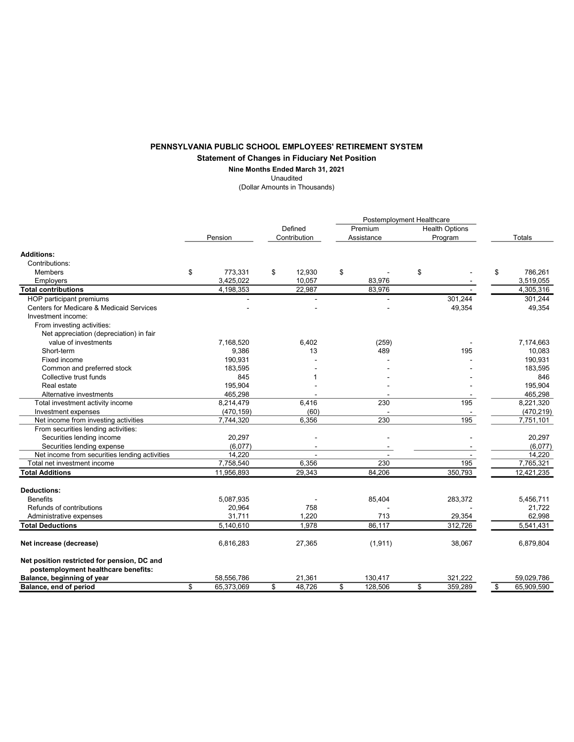**PENNSYLVANIA PUBLIC SCHOOL EMPLOYEES' RETIREMENT SYSTEM**

**Statement of Changes in Fiduciary Net Position**

**Nine Months Ended March 31, 2021**

Unaudited

(Dollar Amounts in Thousands)

| | | | Postemployment Healthcare | | |
|---|---|---|---|---|---|
| | Pension | Defined Contribution | Premium Assistance | Health Options Program | Totals |
| **Additions:** | | | | | |
| Contributions: | | | | | |
| Members | $ 773,331 | $ 12,930 | $ - | $ - | $ 786,261 |
| Employers | 3,425,022 | 10,057 | 83,976 | - | 3,519,055 |
| **Total contributions** | 4,198,353 | 22,987 | 83,976 | - | 4,305,316 |
| HOP participant premiums | - | - | - | 301,244 | 301,244 |
| Centers for Medicare & Medicaid Services | - | - | - | 49,354 | 49,354 |
| Investment income: | | | | | |
| From investing activities: | | | | | |
| Net appreciation (depreciation) in fair value of investments | 7,168,520 | 6,402 | (259) | - | 7,174,663 |
| Short-term | 9,386 | 13 | 489 | 195 | 10,083 |
| Fixed income | 190,931 | - | - | - | 190,931 |
| Common and preferred stock | 183,595 | - | - | - | 183,595 |
| Collective trust funds | 845 | 1 | - | - | 846 |
| Real estate | 195,904 | - | - | - | 195,904 |
| Alternative investments | 465,298 | - | - | - | 465,298 |
| Total investment activity income | 8,214,479 | 6,416 | 230 | 195 | 8,221,320 |
| Investment expenses | (470,159) | (60) | - | - | (470,219) |
| Net income from investing activities | 7,744,320 | 6,356 | 230 | 195 | 7,751,101 |
| From securities lending activities: | | | | | |
| Securities lending income | 20,297 | - | - | - | 20,297 |
| Securities lending expense | (6,077) | - | - | - | (6,077) |
| Net income from securities lending activities | 14,220 | - | - | - | 14,220 |
| Total net investment income | 7,758,540 | 6,356 | 230 | 195 | 7,765,321 |
| **Total Additions** | 11,956,893 | 29,343 | 84,206 | 350,793 | 12,421,235 |
| **Deductions:** | | | | | |
| Benefits | 5,087,935 | - | 85,404 | 283,372 | 5,456,711 |
| Refunds of contributions | 20,964 | 758 | - | - | 21,722 |
| Administrative expenses | 31,711 | 1,220 | 713 | 29,354 | 62,998 |
| **Total Deductions** | 5,140,610 | 1,978 | 86,117 | 312,726 | 5,541,431 |
| **Net increase (decrease)** | 6,816,283 | 27,365 | (1,911) | 38,067 | 6,879,804 |
| **Net position restricted for pension, DC and postemployment healthcare benefits:** | | | | | |
| **Balance, beginning of year** | 58,556,786 | 21,361 | 130,417 | 321,222 | 59,029,786 |
| **Balance, end of period** | $ 65,373,069 | $ 48,726 | $ 128,506 | $ 359,289 | $ 65,909,590 |